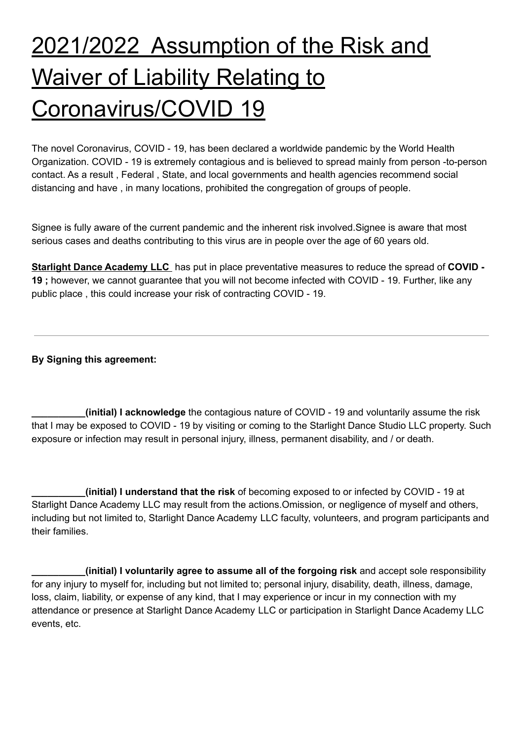# 2021/2022 Assumption of the Risk and Waiver of Liability Relating to Coronavirus/COVID 19

The novel Coronavirus, COVID - 19, has been declared a worldwide pandemic by the World Health Organization. COVID - 19 is extremely contagious and is believed to spread mainly from person -to-person contact. As a result , Federal , State, and local governments and health agencies recommend social distancing and have , in many locations, prohibited the congregation of groups of people.

Signee is fully aware of the current pandemic and the inherent risk involved.Signee is aware that most serious cases and deaths contributing to this virus are in people over the age of 60 years old.

**Starlight Dance Academy LLC** has put in place preventative measures to reduce the spread of **COVID - 19 ;** however, we cannot guarantee that you will not become infected with COVID - 19. Further, like any public place , this could increase your risk of contracting COVID - 19.

---

**By Signing this agreement:**

**__________(initial) I acknowledge** the contagious nature of COVID - 19 and voluntarily assume the risk that I may be exposed to COVID - 19 by visiting or coming to the Starlight Dance Studio LLC property. Such exposure or infection may result in personal injury, illness, permanent disability, and / or death.

**__________(initial) I understand that the risk** of becoming exposed to or infected by COVID - 19 at Starlight Dance Academy LLC may result from the actions.Omission, or negligence of myself and others, including but not limited to, Starlight Dance Academy LLC faculty, volunteers, and program participants and their families.

**__________(initial) I voluntarily agree to assume all of the forgoing risk** and accept sole responsibility for any injury to myself for, including but not limited to; personal injury, disability, death, illness, damage, loss, claim, liability, or expense of any kind, that I may experience or incur in my connection with my attendance or presence at Starlight Dance Academy LLC or participation in Starlight Dance Academy LLC events, etc.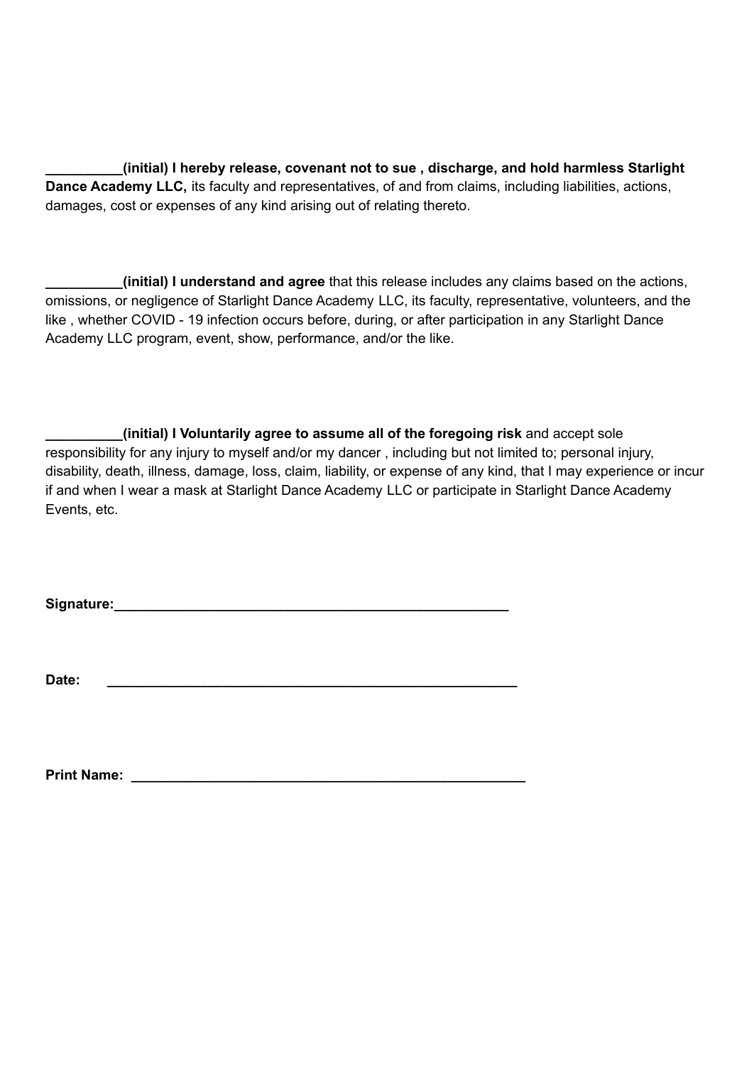__________**(initial) I hereby release, covenant not to sue , discharge, and hold harmless Starlight Dance Academy LLC,** its faculty and representatives, of and from claims, including liabilities, actions, damages, cost or expenses of any kind arising out of relating thereto.

__________**(initial) I understand and agree** that this release includes any claims based on the actions, omissions, or negligence of Starlight Dance Academy LLC, its faculty, representative, volunteers, and the like , whether COVID - 19 infection occurs before, during, or after participation in any Starlight Dance Academy LLC program, event, show, performance, and/or the like.

__________**(initial) I Voluntarily agree to assume all of the foregoing risk** and accept sole responsibility for any injury to myself and/or my dancer , including but not limited to; personal injury, disability, death, illness, damage, loss, claim, liability, or expense of any kind, that I may experience or incur if and when I wear a mask at Starlight Dance Academy LLC or participate in Starlight Dance Academy Events, etc.

**Signature:**______________________________________________________

**Date:** ______________________________________________________

**Print Name:** ______________________________________________________